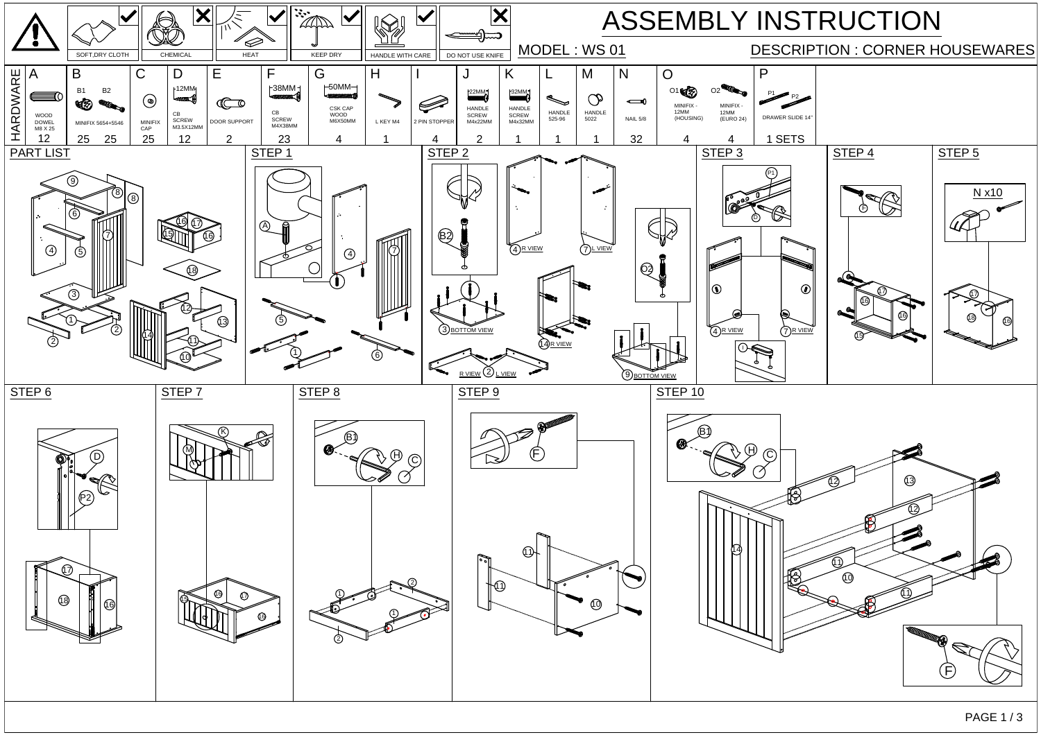# ASSEMBLY INSTRUCTION

MODEL : WS 01

DESCRIPTION : CORNER HOUSEWARES

SOFT,DRY CLOTH | CHEMICAL | HEAT | KEEP DRY | HANDLE WITH CARE | DO NOT USE KNIFE

## HARDWARE

| A | B | | C | D | E | F | G | H | I | J | K | L | M | N | O | | P |
|---|---|---|---|---|---|---|---|---|---|---|---|---|---|---|---|---|---|
| WOOD DOWEL M8 X 25 | MINIFIX 5654+5546 (B1) | (B2) | MINIFIX CAP | CB SCREW M3.5X12MM (12MM) | DOOR SUPPORT | CB SCREW M4X38MM (38MM) | CSK CAP WOOD M6X50MM (50MM) | L KEY M4 | 2 PIN STOPPER | HANDLE SCREW M4x22MM (22MM) | HANDLE SCREW M4x32MM (32MM) | HANDLE 525-96 | HANDLE 5022 | NAIL 5/8 | O1 MINIFIX - 12MM (HOUSING) | O2 MINIFIX - 12MM (EURO 24) | DRAWER SLIDE 14" (P1, P2) |
| 12 | 25 | 25 | 25 | 12 | 2 | 23 | 4 | 1 | 4 | 2 | 1 | 1 | 1 | 32 | 4 | 4 | 1 SETS |

## PART LIST

## STEP 1

## STEP 2

4 R VIEW, 7 L VIEW, 3 BOTTOM VIEW, 14 R VIEW, R VIEW 2 L VIEW, 9 BOTTOM VIEW

## STEP 3

4 R VIEW, 7 R VIEW

## STEP 4

## STEP 5

N x10

## STEP 6

## STEP 7

## STEP 8

## STEP 9

## STEP 10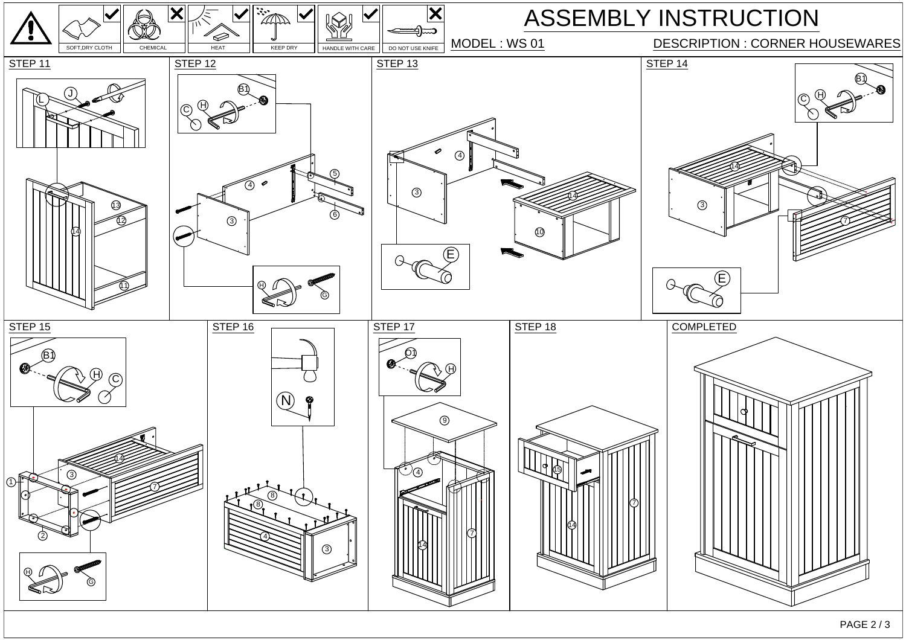SOFT,DRY CLOTH ✓ | CHEMICAL ✗ | HEAT ✓ | KEEP DRY ✓ | HANDLE WITH CARE ✓ | DO NOT USE KNIFE ✗

# ASSEMBLY INSTRUCTION

MODEL : WS 01

DESCRIPTION : CORNER HOUSEWARES

## STEP 11

L, J, 13, 12, 14, 11

## STEP 12

B1, C, H, 4, 5, 6, 3, H, G

## STEP 13

4, 3, 14, 10, E

## STEP 14

B1, C, H, 14, 3, 7, E

## STEP 15

B1, H, C, 14, 3, 7, 1, 2, H, G

## STEP 16

N, 8, 4, 3

## STEP 17

O1, H, 9, 4, 14, 7

## STEP 18

15, 7, 14

## COMPLETED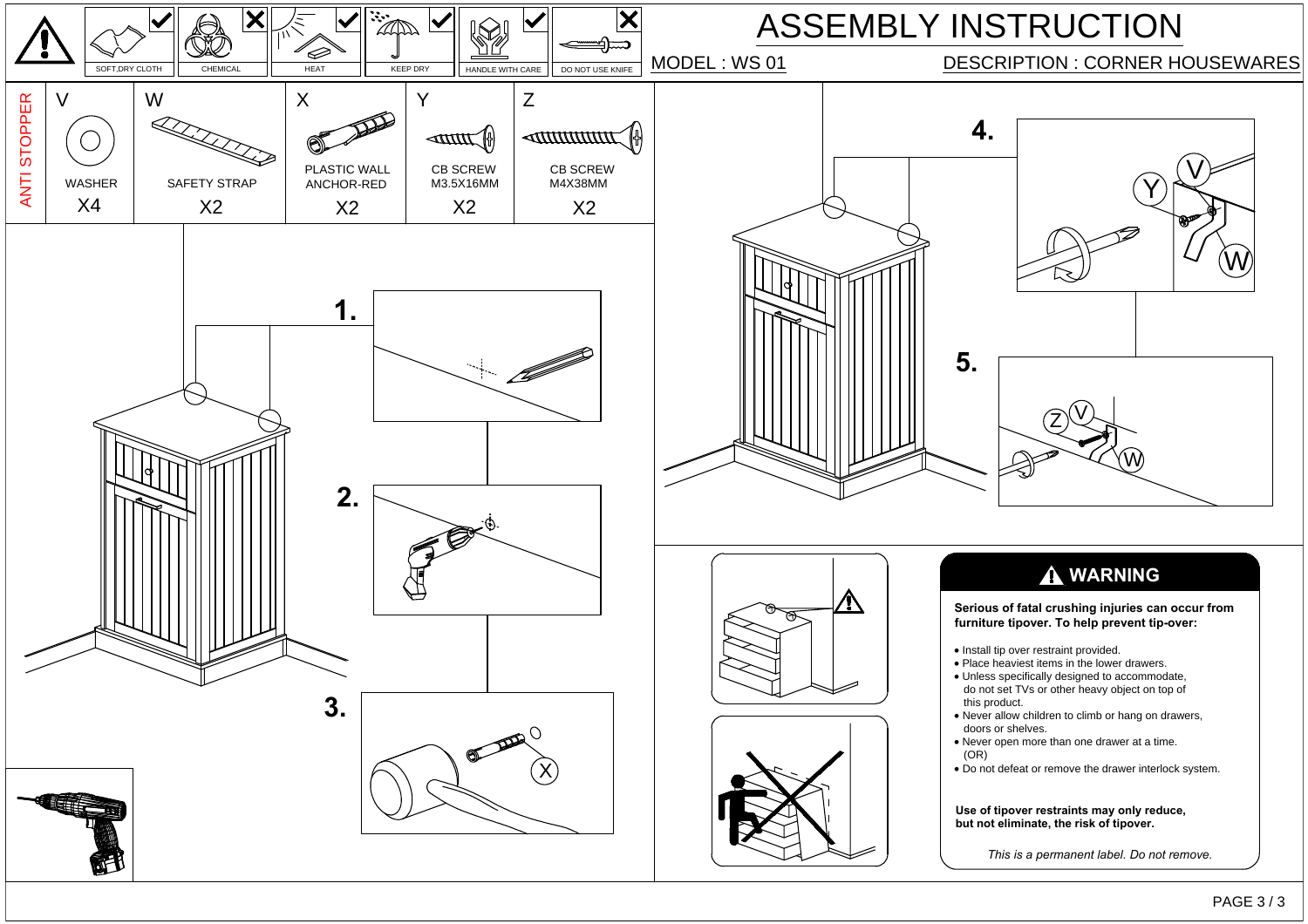# ASSEMBLY INSTRUCTION

MODEL : WS 01

DESCRIPTION : CORNER HOUSEWARES

SOFT,DRY CLOTH ✓ | CHEMICAL ✗ | HEAT ✓ | KEEP DRY ✓ | HANDLE WITH CARE ✓ | DO NOT USE KNIFE ✗

## ANTI STOPPER

| V | W | X | Y | Z |
|---|---|---|---|---|
| WASHER | SAFETY STRAP | PLASTIC WALL ANCHOR-RED | CB SCREW M3.5X16MM | CB SCREW M4X38MM |
| X4 | X2 | X2 | X2 | X2 |

1.

2.

3.

X

4.

V

Y

W

5.

Z

V

W

## ⚠ WARNING

**Serious of fatal crushing injuries can occur from furniture tipover. To help prevent tip-over:**

- Install tip over restraint provided.
- Place heaviest items in the lower drawers.
- Unless specifically designed to accommodate, do not set TVs or other heavy object on top of this product.
- Never allow children to climb or hang on drawers, doors or shelves.
- Never open more than one drawer at a time. (OR)
- Do not defeat or remove the drawer interlock system.

**Use of tipover restraints may only reduce, but not eliminate, the risk of tipover.**

*This is a permanent label. Do not remove.*